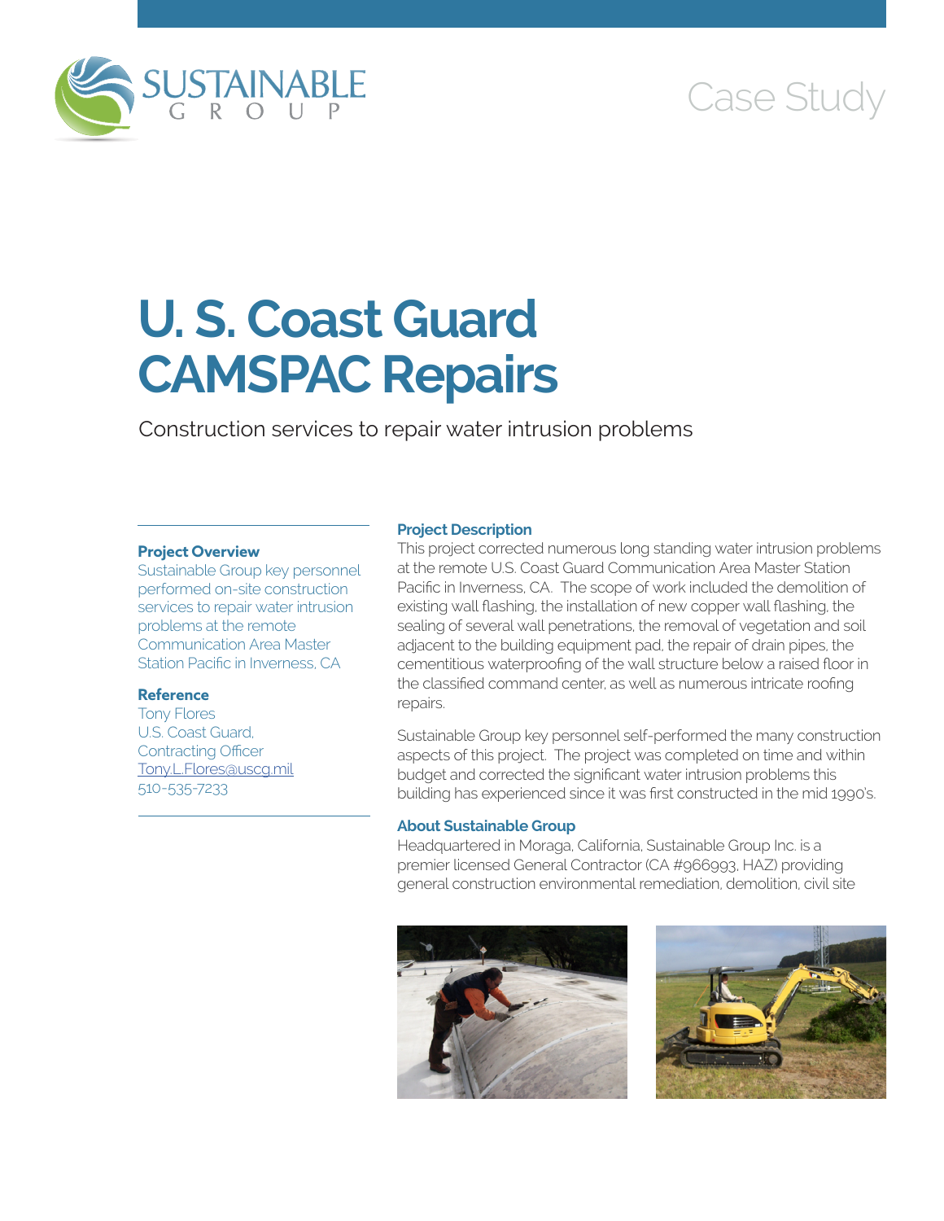Case Study

# U. S. Coast Guard CAMSPAC Repairs

Construction services to repair water intrusion problems

### Project Overview

Sustainable Group key personnel performed on-site construction services to repair water intrusion problems at the remote Communication Area Master Station Pacific in Inverness, CA

### Reference

Tony Flores
U.S. Coast Guard,
Contracting Officer
Tony.L.Flores@uscg.mil
510-535-7233

### Project Description

This project corrected numerous long standing water intrusion problems at the remote U.S. Coast Guard Communication Area Master Station Pacific in Inverness, CA. The scope of work included the demolition of existing wall flashing, the installation of new copper wall flashing, the sealing of several wall penetrations, the removal of vegetation and soil adjacent to the building equipment pad, the repair of drain pipes, the cementitious waterproofing of the wall structure below a raised floor in the classified command center, as well as numerous intricate roofing repairs.

Sustainable Group key personnel self-performed the many construction aspects of this project. The project was completed on time and within budget and corrected the significant water intrusion problems this building has experienced since it was first constructed in the mid 1990's.

### About Sustainable Group

Headquartered in Moraga, California, Sustainable Group Inc. is a premier licensed General Contractor (CA #966993, HAZ) providing general construction environmental remediation, demolition, civil site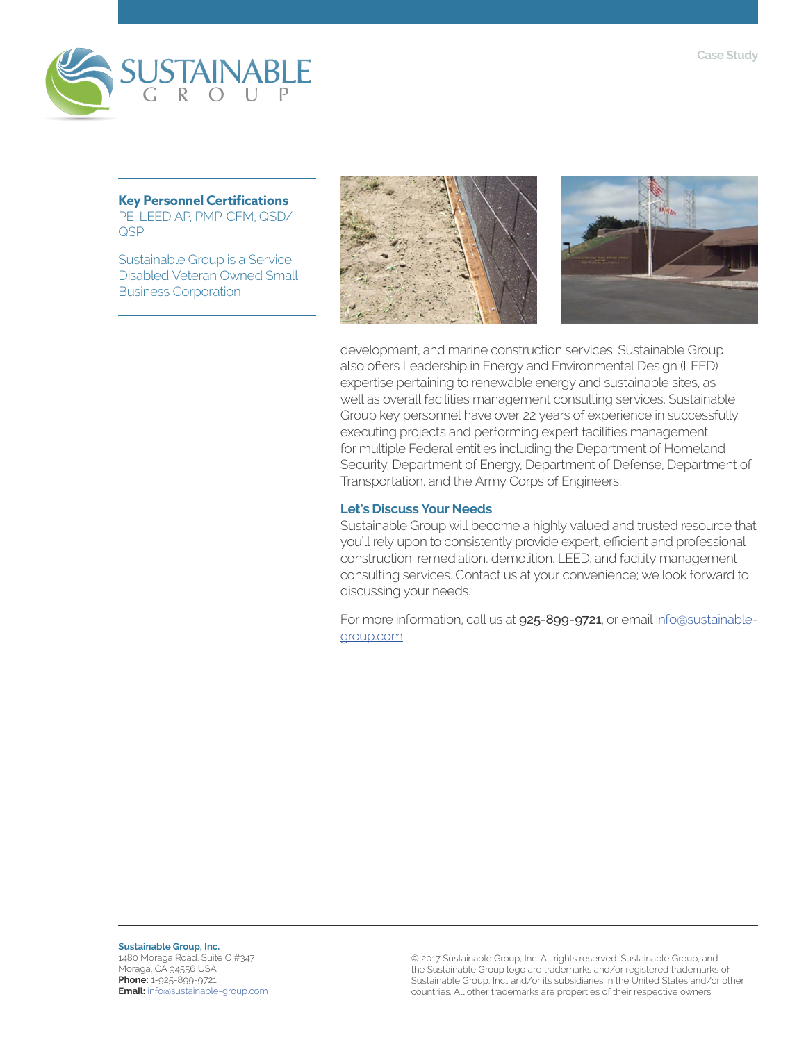**Key Personnel Certifications**
PE, LEED AP, PMP, CFM, QSD/QSP

Sustainable Group is a Service Disabled Veteran Owned Small Business Corporation.

development, and marine construction services. Sustainable Group also offers Leadership in Energy and Environmental Design (LEED) expertise pertaining to renewable energy and sustainable sites, as well as overall facilities management consulting services. Sustainable Group key personnel have over 22 years of experience in successfully executing projects and performing expert facilities management for multiple Federal entities including the Department of Homeland Security, Department of Energy, Department of Defense, Department of Transportation, and the Army Corps of Engineers.

### Let's Discuss Your Needs

Sustainable Group will become a highly valued and trusted resource that you'll rely upon to consistently provide expert, efficient and professional construction, remediation, demolition, LEED, and facility management consulting services. Contact us at your convenience; we look forward to discussing your needs.

For more information, call us at **925-899-9721**, or email [info@sustainable-group.com](mailto:info@sustainable-group.com).

**Sustainable Group, Inc.**
1480 Moraga Road, Suite C #347
Moraga, CA 94556 USA
**Phone:** 1-925-899-9721
**Email:** [info@sustainable-group.com](mailto:info@sustainable-group.com)

© 2017 Sustainable Group, Inc. All rights reserved. Sustainable Group, and the Sustainable Group logo are trademarks and/or registered trademarks of Sustainable Group, Inc., and/or its subsidiaries in the United States and/or other countries. All other trademarks are properties of their respective owners.